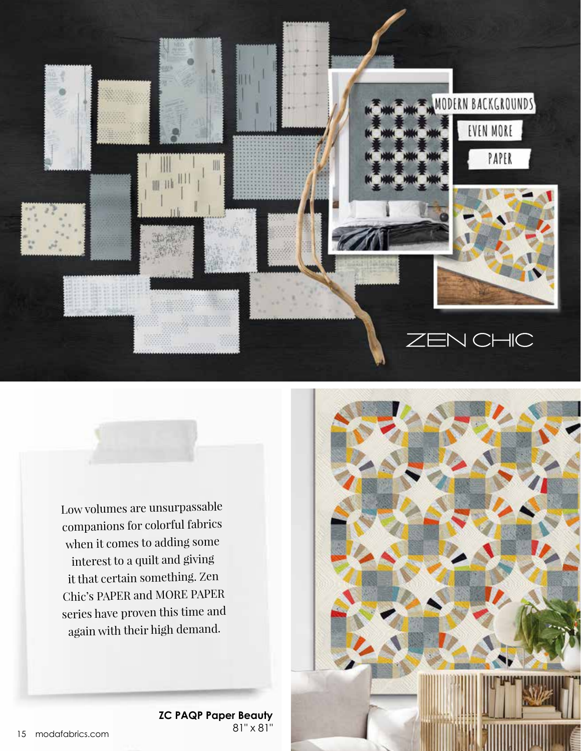# ZEN CHIC

MODERN BACKGROUNDS

EVEN MORE

PAPER

Low volumes are unsurpassable companions for colorful fabrics when it comes to adding some interest to a quilt and giving it that certain something. Zen Chic's PAPER and MORE PAPER series have proven this time and again with their high demand.

**ZC PAQP Paper Beauty**
81" x 81"

modafabrics.com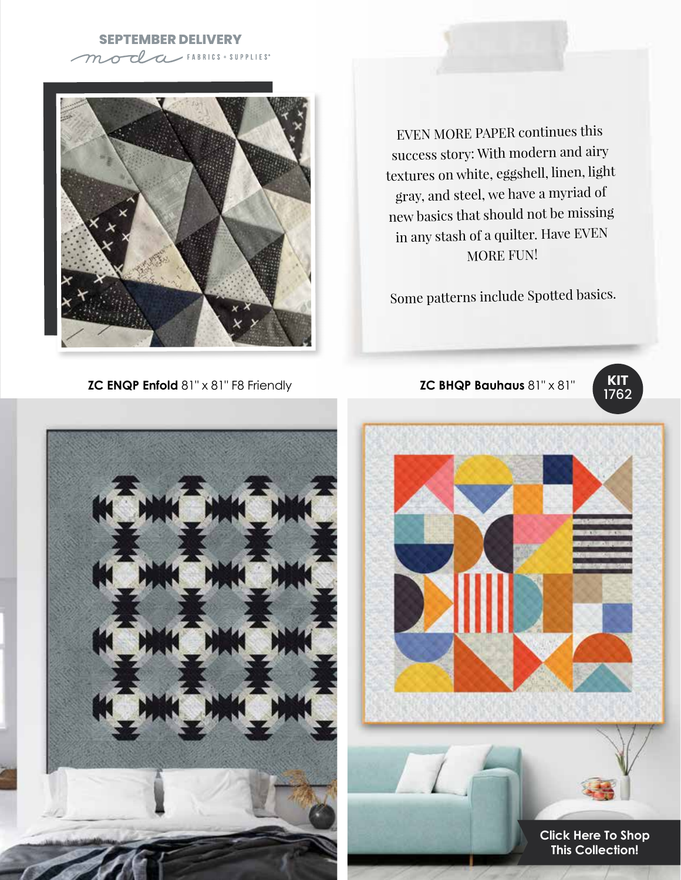SEPTEMBER DELIVERY

moda FABRICS + SUPPLIES®

EVEN MORE PAPER continues this success story: With modern and airy textures on white, eggshell, linen, light gray, and steel, we have a myriad of new basics that should not be missing in any stash of a quilter. Have EVEN MORE FUN!

Some patterns include Spotted basics.

**ZC ENQP Enfold** 81" x 81" F8 Friendly

**ZC BHQP Bauhaus** 81" x 81"

**KIT 1762**

**Click Here To Shop This Collection!**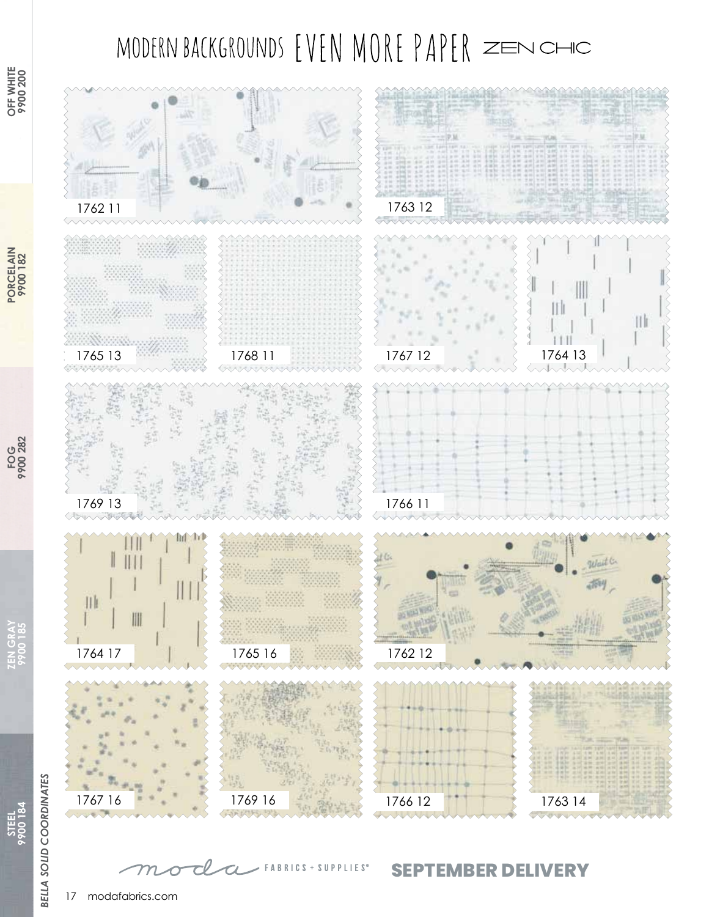# MODERN BACKGROUNDS EVEN MORE PAPER ZEN CHIC

1762 11

1763 12

1765 13

1768 11

1767 12

1764 13

1769 13

1766 11

1764 17

1765 16

1762 12

1767 16

1769 16

1766 12

1763 14

OFF WHITE 9900 200

PORCELAIN 9900 182

FOG 9900 282

ZEN GRAY 9900 185

STEEL 9900 184

*BELLA SOLID COORDINATES*

moda FABRICS + SUPPLIES®

**SEPTEMBER DELIVERY**

modafabrics.com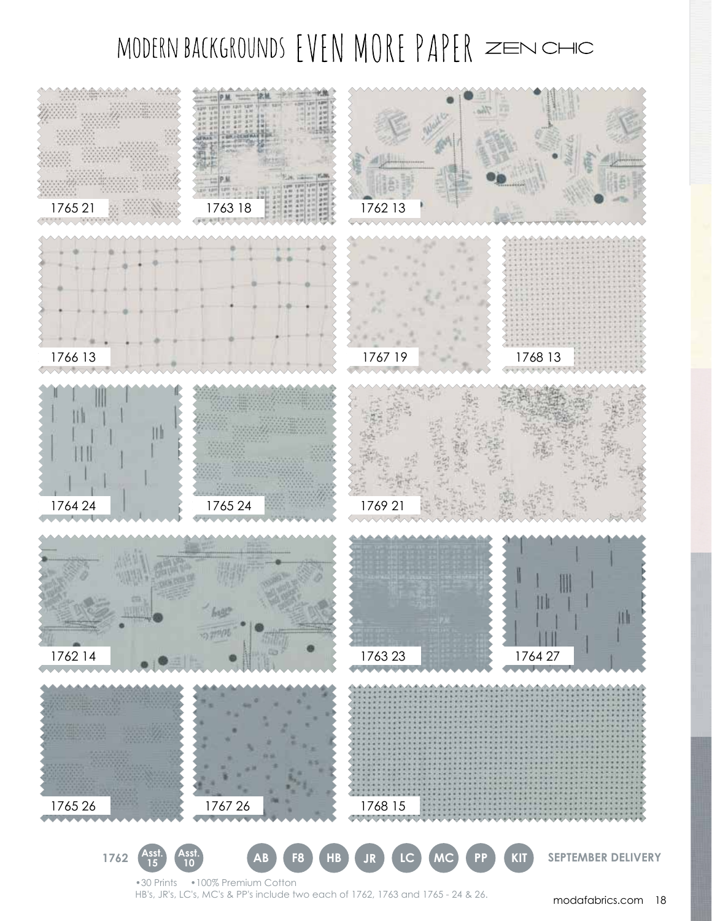# MODERN BACKGROUNDS EVEN MORE PAPER ZEN CHIC

1765 21

1763 18

1762 13

1766 13

1767 19

1768 13

1764 24

1765 24

1769 21

1762 14

1763 23

1764 27

1765 26

1767 26

1768 15

1762 Asst. 15 Asst. 10 AB F8 HB JR LC MC PP KIT SEPTEMBER DELIVERY

•30 Prints •100% Premium Cotton

HB's, JR's, LC's, MC's & PP's include two each of 1762, 1763 and 1765 - 24 & 26.

modafabrics.com